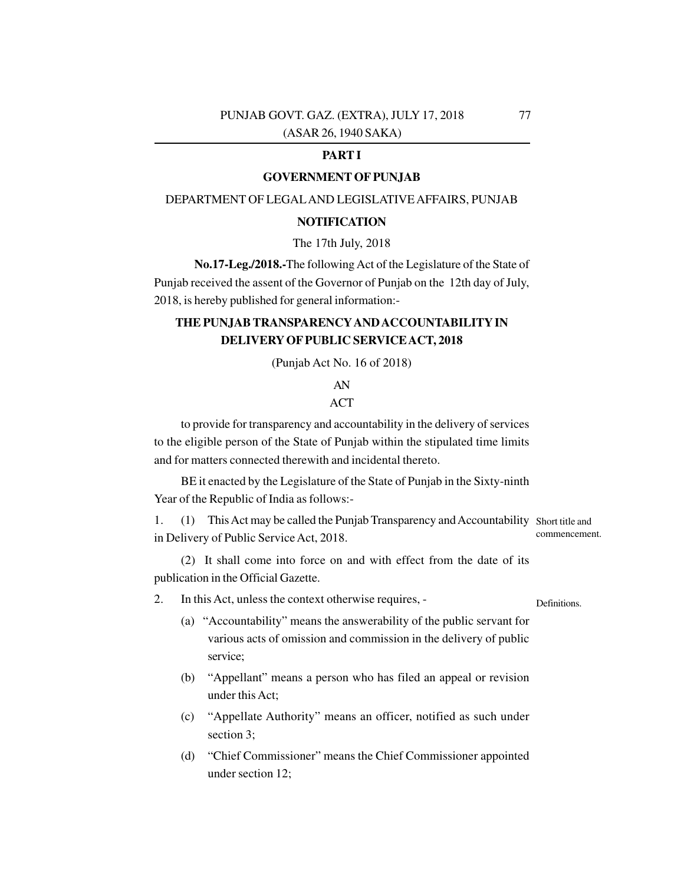**PART I**

**GOVERNMENT OF PUNJAB**

DEPARTMENT OF LEGAL AND LEGISLATIVE AFFAIRS, PUNJAB

**NOTIFICATION**

The 17th July, 2018

**No.17-Leg./2018.-**The following Act of the Legislature of the State of Punjab received the assent of the Governor of Punjab on the 12th day of July, 2018, is hereby published for general information:-

## THE PUNJAB TRANSPARENCY AND ACCOUNTABILITY IN DELIVERY OF PUBLIC SERVICE ACT, 2018

(Punjab Act No. 16 of 2018)

AN

ACT

to provide for transparency and accountability in the delivery of services to the eligible person of the State of Punjab within the stipulated time limits and for matters connected therewith and incidental thereto.

BE it enacted by the Legislature of the State of Punjab in the Sixty-ninth Year of the Republic of India as follows:-

Short title and commencement.

1. (1) This Act may be called the Punjab Transparency and Accountability in Delivery of Public Service Act, 2018.

(2) It shall come into force on and with effect from the date of its publication in the Official Gazette.

Definitions.

2. In this Act, unless the context otherwise requires, -

(a) "Accountability" means the answerability of the public servant for various acts of omission and commission in the delivery of public service;

(b) "Appellant" means a person who has filed an appeal or revision under this Act;

(c) "Appellate Authority" means an officer, notified as such under section 3;

(d) "Chief Commissioner" means the Chief Commissioner appointed under section 12;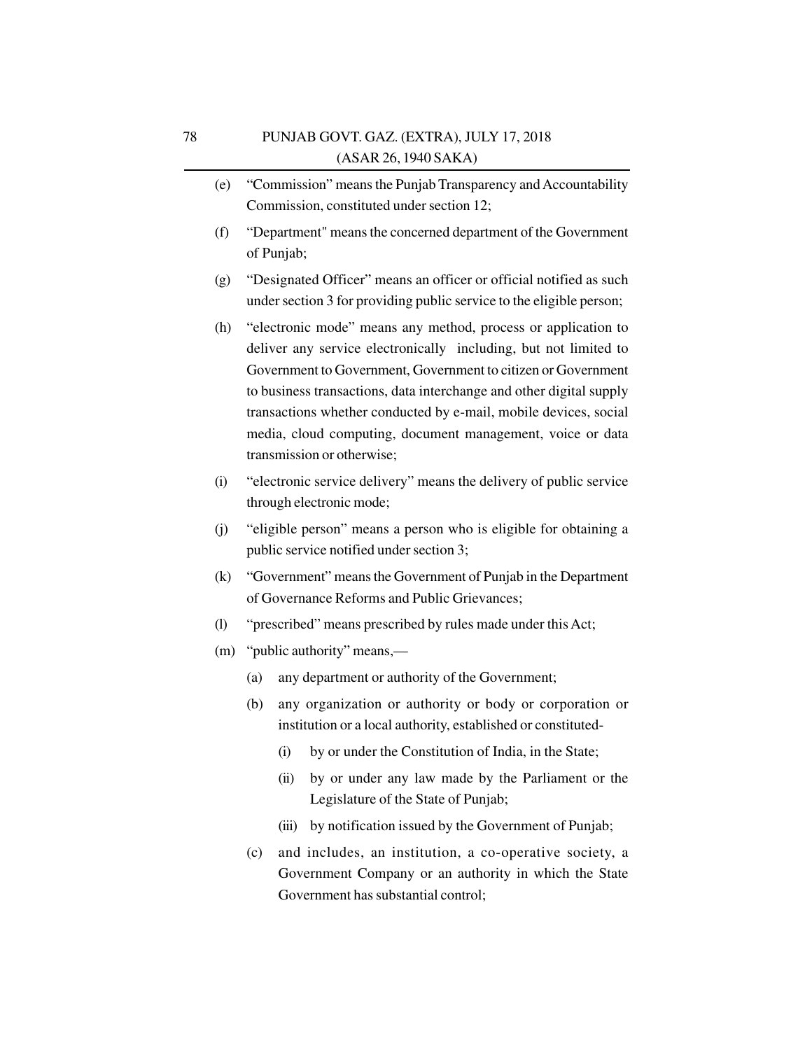(e) "Commission" means the Punjab Transparency and Accountability Commission, constituted under section 12;

(f) "Department" means the concerned department of the Government of Punjab;

(g) "Designated Officer" means an officer or official notified as such under section 3 for providing public service to the eligible person;

(h) "electronic mode" means any method, process or application to deliver any service electronically including, but not limited to Government to Government, Government to citizen or Government to business transactions, data interchange and other digital supply transactions whether conducted by e-mail, mobile devices, social media, cloud computing, document management, voice or data transmission or otherwise;

(i) "electronic service delivery" means the delivery of public service through electronic mode;

(j) "eligible person" means a person who is eligible for obtaining a public service notified under section 3;

(k) "Government" means the Government of Punjab in the Department of Governance Reforms and Public Grievances;

(l) "prescribed" means prescribed by rules made under this Act;

(m) "public authority" means,—

   (a) any department or authority of the Government;

   (b) any organization or authority or body or corporation or institution or a local authority, established or constituted-

      (i) by or under the Constitution of India, in the State;

      (ii) by or under any law made by the Parliament or the Legislature of the State of Punjab;

      (iii) by notification issued by the Government of Punjab;

   (c) and includes, an institution, a co-operative society, a Government Company or an authority in which the State Government has substantial control;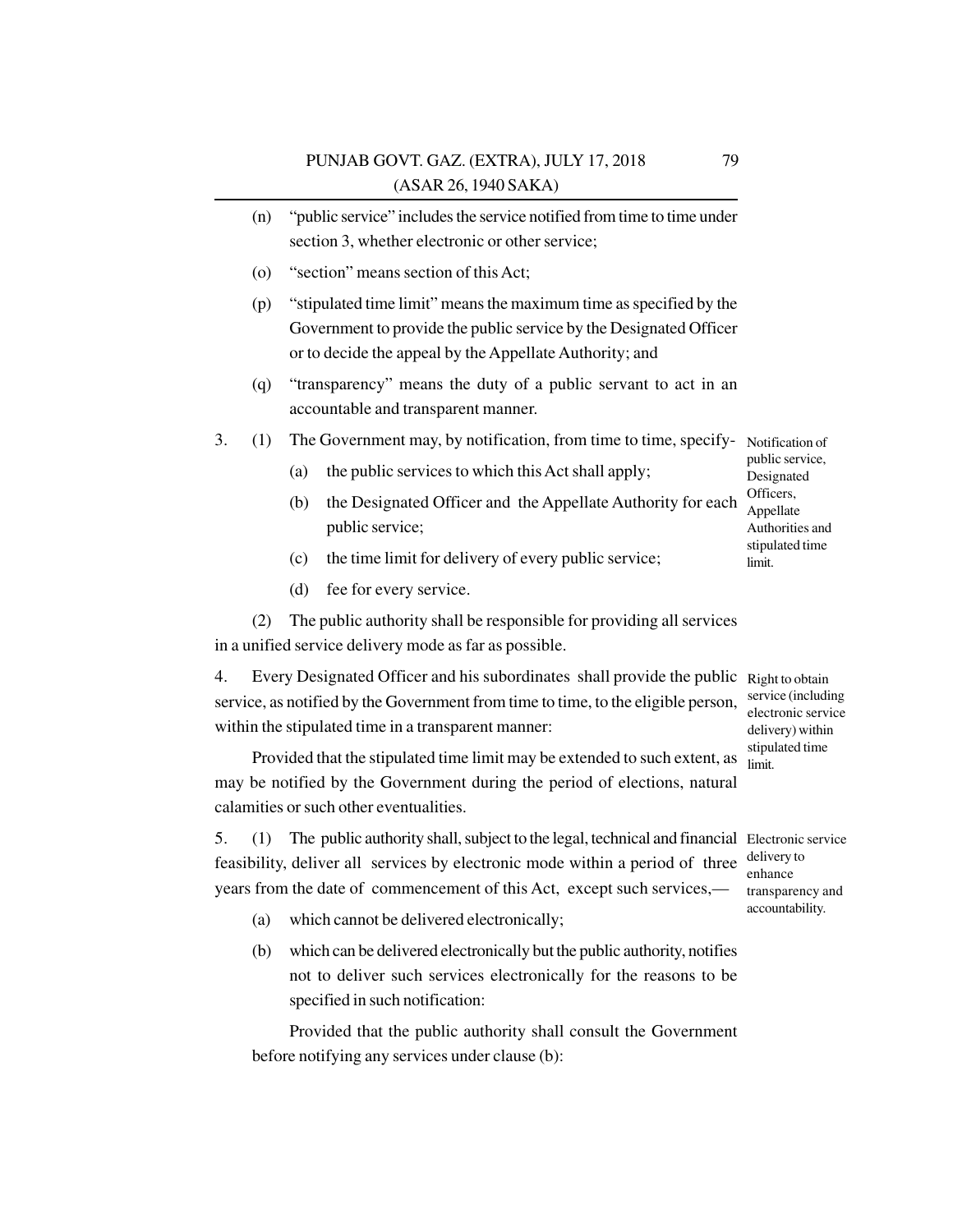(n) "public service" includes the service notified from time to time under section 3, whether electronic or other service;

(o) "section" means section of this Act;

(p) "stipulated time limit" means the maximum time as specified by the Government to provide the public service by the Designated Officer or to decide the appeal by the Appellate Authority; and

(q) "transparency" means the duty of a public servant to act in an accountable and transparent manner.

**Notification of public service, Designated Officers, Appellate Authorities and stipulated time limit.**

3. (1) The Government may, by notification, from time to time, specify-

(a) the public services to which this Act shall apply;

(b) the Designated Officer and the Appellate Authority for each public service;

(c) the time limit for delivery of every public service;

(d) fee for every service.

(2) The public authority shall be responsible for providing all services in a unified service delivery mode as far as possible.

**Right to obtain service (including electronic service delivery) within stipulated time limit.**

4. Every Designated Officer and his subordinates shall provide the public service, as notified by the Government from time to time, to the eligible person, within the stipulated time in a transparent manner:

Provided that the stipulated time limit may be extended to such extent, as may be notified by the Government during the period of elections, natural calamities or such other eventualities.

**Electronic service delivery to enhance transparency and accountability.**

5. (1) The public authority shall, subject to the legal, technical and financial feasibility, deliver all services by electronic mode within a period of three years from the date of commencement of this Act, except such services,—

(a) which cannot be delivered electronically;

(b) which can be delivered electronically but the public authority, notifies not to deliver such services electronically for the reasons to be specified in such notification:

Provided that the public authority shall consult the Government before notifying any services under clause (b):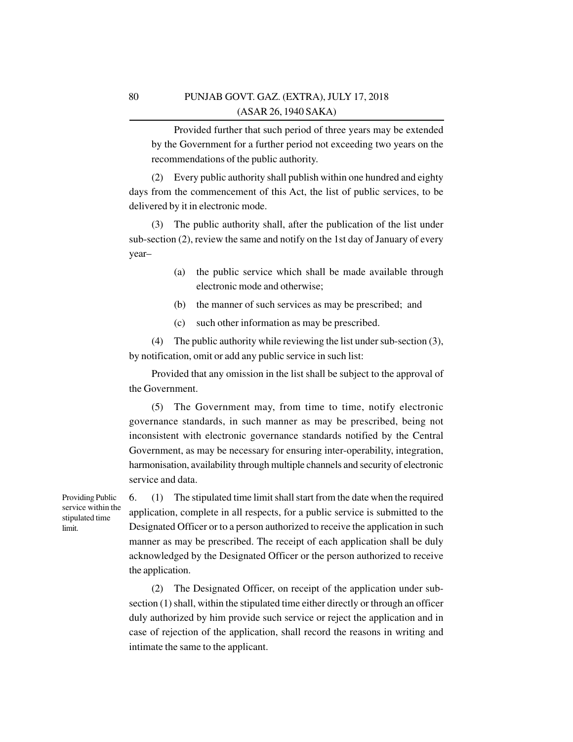Provided further that such period of three years may be extended by the Government for a further period not exceeding two years on the recommendations of the public authority.

(2) Every public authority shall publish within one hundred and eighty days from the commencement of this Act, the list of public services, to be delivered by it in electronic mode.

(3) The public authority shall, after the publication of the list under sub-section (2), review the same and notify on the 1st day of January of every year–

(a) the public service which shall be made available through electronic mode and otherwise;

(b) the manner of such services as may be prescribed; and

(c) such other information as may be prescribed.

(4) The public authority while reviewing the list under sub-section (3), by notification, omit or add any public service in such list:

Provided that any omission in the list shall be subject to the approval of the Government.

(5) The Government may, from time to time, notify electronic governance standards, in such manner as may be prescribed, being not inconsistent with electronic governance standards notified by the Central Government, as may be necessary for ensuring inter-operability, integration, harmonisation, availability through multiple channels and security of electronic service and data.

**Providing Public service within the stipulated time limit.**

6. (1) The stipulated time limit shall start from the date when the required application, complete in all respects, for a public service is submitted to the Designated Officer or to a person authorized to receive the application in such manner as may be prescribed. The receipt of each application shall be duly acknowledged by the Designated Officer or the person authorized to receive the application.

(2) The Designated Officer, on receipt of the application under sub-section (1) shall, within the stipulated time either directly or through an officer duly authorized by him provide such service or reject the application and in case of rejection of the application, shall record the reasons in writing and intimate the same to the applicant.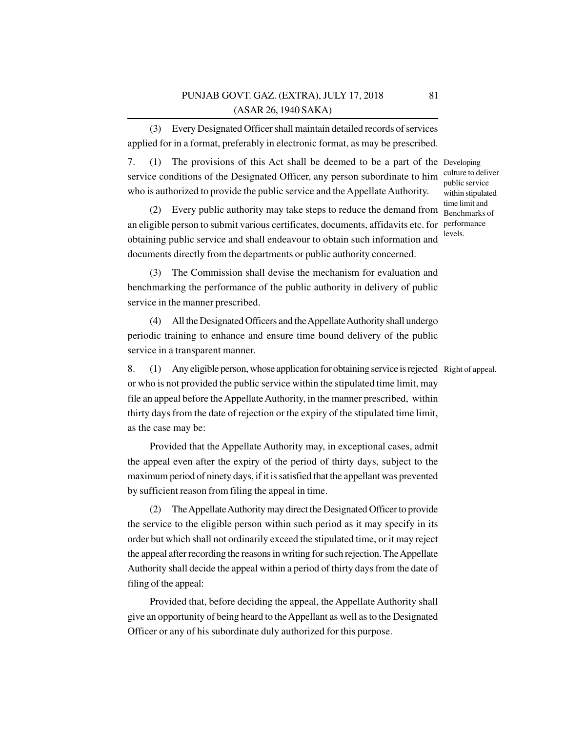(3) Every Designated Officer shall maintain detailed records of services applied for in a format, preferably in electronic format, as may be prescribed.

**Developing culture to deliver public service within stipulated time limit and Benchmarks of performance levels.**

7. (1) The provisions of this Act shall be deemed to be a part of the service conditions of the Designated Officer, any person subordinate to him who is authorized to provide the public service and the Appellate Authority.

(2) Every public authority may take steps to reduce the demand from an eligible person to submit various certificates, documents, affidavits etc. for obtaining public service and shall endeavour to obtain such information and documents directly from the departments or public authority concerned.

(3) The Commission shall devise the mechanism for evaluation and benchmarking the performance of the public authority in delivery of public service in the manner prescribed.

(4) All the Designated Officers and the Appellate Authority shall undergo periodic training to enhance and ensure time bound delivery of the public service in a transparent manner.

**Right of appeal.**

8. (1) Any eligible person, whose application for obtaining service is rejected or who is not provided the public service within the stipulated time limit, may file an appeal before the Appellate Authority, in the manner prescribed, within thirty days from the date of rejection or the expiry of the stipulated time limit, as the case may be:

Provided that the Appellate Authority may, in exceptional cases, admit the appeal even after the expiry of the period of thirty days, subject to the maximum period of ninety days, if it is satisfied that the appellant was prevented by sufficient reason from filing the appeal in time.

(2) The Appellate Authority may direct the Designated Officer to provide the service to the eligible person within such period as it may specify in its order but which shall not ordinarily exceed the stipulated time, or it may reject the appeal after recording the reasons in writing for such rejection. The Appellate Authority shall decide the appeal within a period of thirty days from the date of filing of the appeal:

Provided that, before deciding the appeal, the Appellate Authority shall give an opportunity of being heard to the Appellant as well as to the Designated Officer or any of his subordinate duly authorized for this purpose.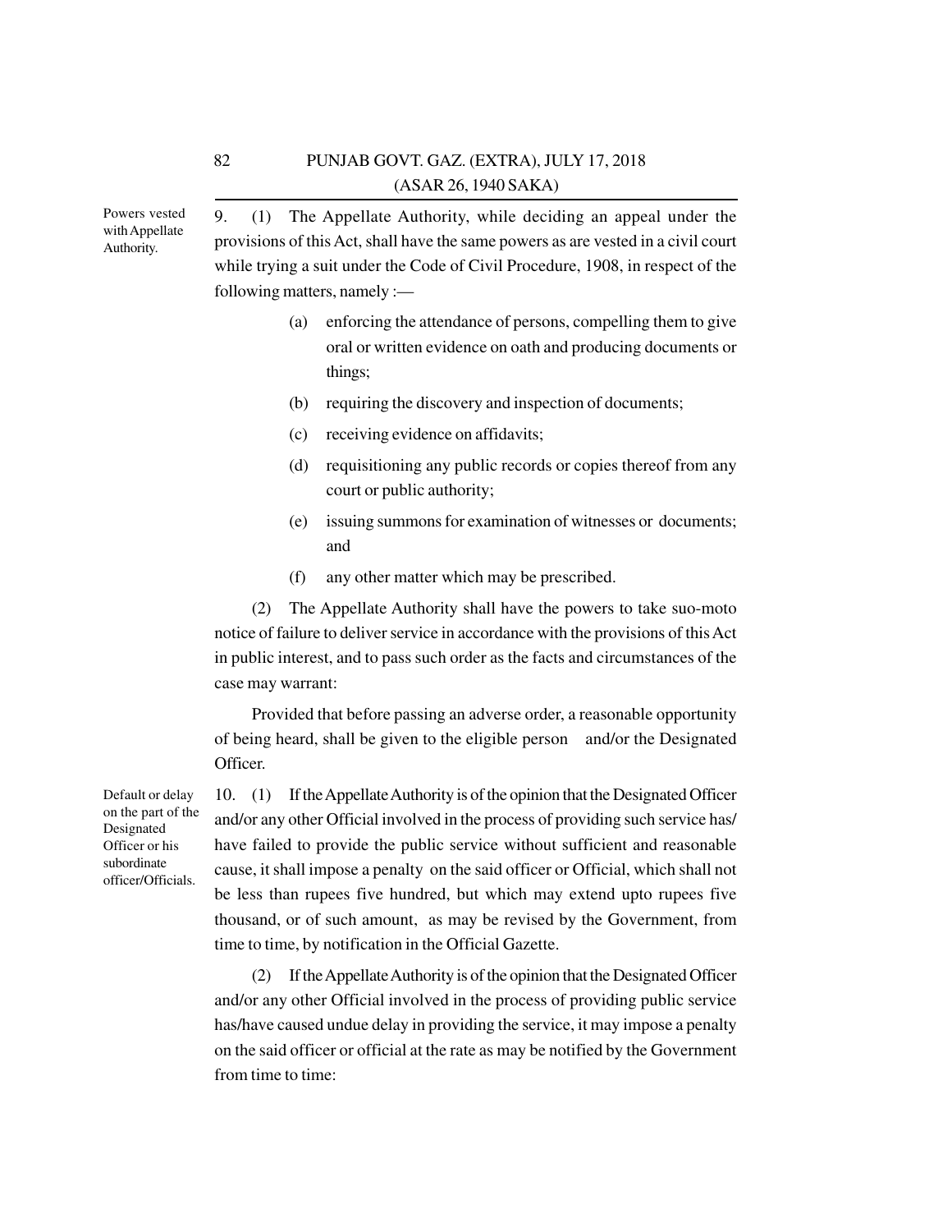**Powers vested with Appellate Authority.**

9. (1) The Appellate Authority, while deciding an appeal under the provisions of this Act, shall have the same powers as are vested in a civil court while trying a suit under the Code of Civil Procedure, 1908, in respect of the following matters, namely :—

(a) enforcing the attendance of persons, compelling them to give oral or written evidence on oath and producing documents or things;

(b) requiring the discovery and inspection of documents;

(c) receiving evidence on affidavits;

(d) requisitioning any public records or copies thereof from any court or public authority;

(e) issuing summons for examination of witnesses or documents; and

(f) any other matter which may be prescribed.

(2) The Appellate Authority shall have the powers to take suo-moto notice of failure to deliver service in accordance with the provisions of this Act in public interest, and to pass such order as the facts and circumstances of the case may warrant:

Provided that before passing an adverse order, a reasonable opportunity of being heard, shall be given to the eligible person and/or the Designated Officer.

**Default or delay on the part of the Designated Officer or his subordinate officer/Officials.**

10. (1) If the Appellate Authority is of the opinion that the Designated Officer and/or any other Official involved in the process of providing such service has/have failed to provide the public service without sufficient and reasonable cause, it shall impose a penalty on the said officer or Official, which shall not be less than rupees five hundred, but which may extend upto rupees five thousand, or of such amount, as may be revised by the Government, from time to time, by notification in the Official Gazette.

(2) If the Appellate Authority is of the opinion that the Designated Officer and/or any other Official involved in the process of providing public service has/have caused undue delay in providing the service, it may impose a penalty on the said officer or official at the rate as may be notified by the Government from time to time: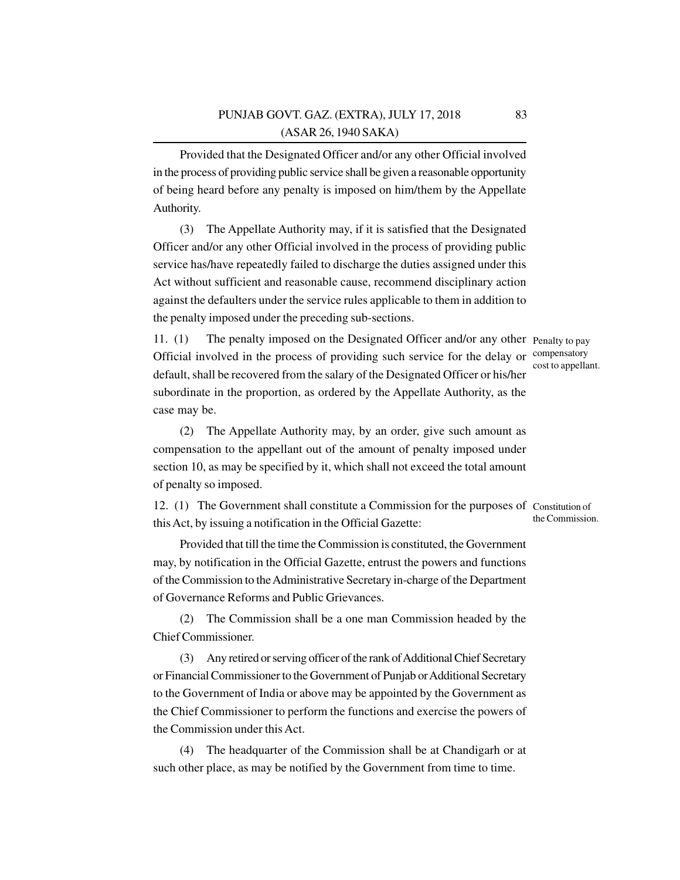Provided that the Designated Officer and/or any other Official involved in the process of providing public service shall be given a reasonable opportunity of being heard before any penalty is imposed on him/them by the Appellate Authority.

(3) The Appellate Authority may, if it is satisfied that the Designated Officer and/or any other Official involved in the process of providing public service has/have repeatedly failed to discharge the duties assigned under this Act without sufficient and reasonable cause, recommend disciplinary action against the defaulters under the service rules applicable to them in addition to the penalty imposed under the preceding sub-sections.

**Penalty to pay compensatory cost to appellant.**

11. (1) The penalty imposed on the Designated Officer and/or any other Official involved in the process of providing such service for the delay or default, shall be recovered from the salary of the Designated Officer or his/her subordinate in the proportion, as ordered by the Appellate Authority, as the case may be.

(2) The Appellate Authority may, by an order, give such amount as compensation to the appellant out of the amount of penalty imposed under section 10, as may be specified by it, which shall not exceed the total amount of penalty so imposed.

**Constitution of the Commission.**

12. (1) The Government shall constitute a Commission for the purposes of this Act, by issuing a notification in the Official Gazette:

Provided that till the time the Commission is constituted, the Government may, by notification in the Official Gazette, entrust the powers and functions of the Commission to the Administrative Secretary in-charge of the Department of Governance Reforms and Public Grievances.

(2) The Commission shall be a one man Commission headed by the Chief Commissioner.

(3) Any retired or serving officer of the rank of Additional Chief Secretary or Financial Commissioner to the Government of Punjab or Additional Secretary to the Government of India or above may be appointed by the Government as the Chief Commissioner to perform the functions and exercise the powers of the Commission under this Act.

(4) The headquarter of the Commission shall be at Chandigarh or at such other place, as may be notified by the Government from time to time.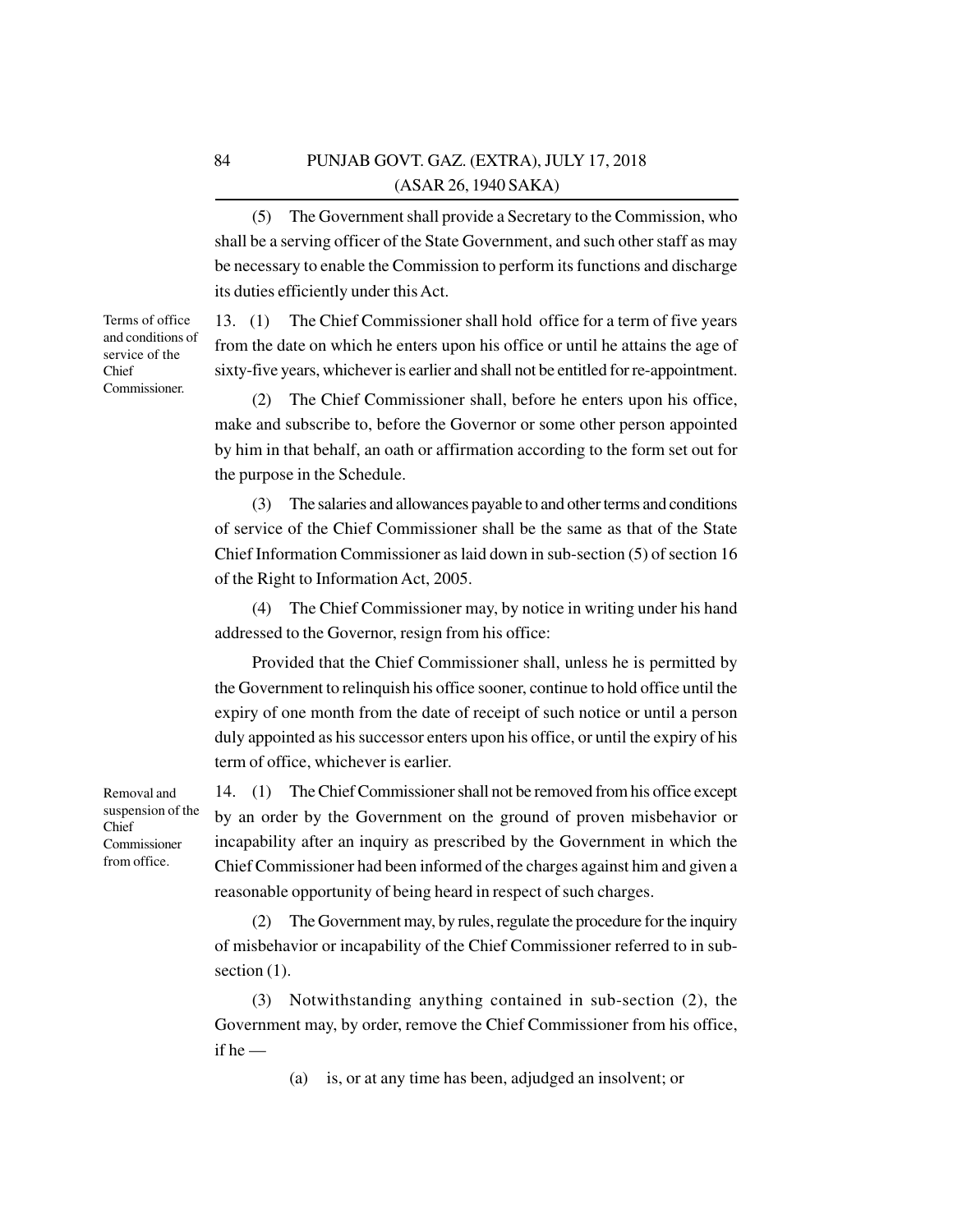(5) The Government shall provide a Secretary to the Commission, who shall be a serving officer of the State Government, and such other staff as may be necessary to enable the Commission to perform its functions and discharge its duties efficiently under this Act.

**Terms of office and conditions of service of the Chief Commissioner.**

13. (1) The Chief Commissioner shall hold office for a term of five years from the date on which he enters upon his office or until he attains the age of sixty-five years, whichever is earlier and shall not be entitled for re-appointment.

(2) The Chief Commissioner shall, before he enters upon his office, make and subscribe to, before the Governor or some other person appointed by him in that behalf, an oath or affirmation according to the form set out for the purpose in the Schedule.

(3) The salaries and allowances payable to and other terms and conditions of service of the Chief Commissioner shall be the same as that of the State Chief Information Commissioner as laid down in sub-section (5) of section 16 of the Right to Information Act, 2005.

(4) The Chief Commissioner may, by notice in writing under his hand addressed to the Governor, resign from his office:

Provided that the Chief Commissioner shall, unless he is permitted by the Government to relinquish his office sooner, continue to hold office until the expiry of one month from the date of receipt of such notice or until a person duly appointed as his successor enters upon his office, or until the expiry of his term of office, whichever is earlier.

**Removal and suspension of the Chief Commissioner from office.**

14. (1) The Chief Commissioner shall not be removed from his office except by an order by the Government on the ground of proven misbehavior or incapability after an inquiry as prescribed by the Government in which the Chief Commissioner had been informed of the charges against him and given a reasonable opportunity of being heard in respect of such charges.

(2) The Government may, by rules, regulate the procedure for the inquiry of misbehavior or incapability of the Chief Commissioner referred to in sub-section (1).

(3) Notwithstanding anything contained in sub-section (2), the Government may, by order, remove the Chief Commissioner from his office, if he —

(a) is, or at any time has been, adjudged an insolvent; or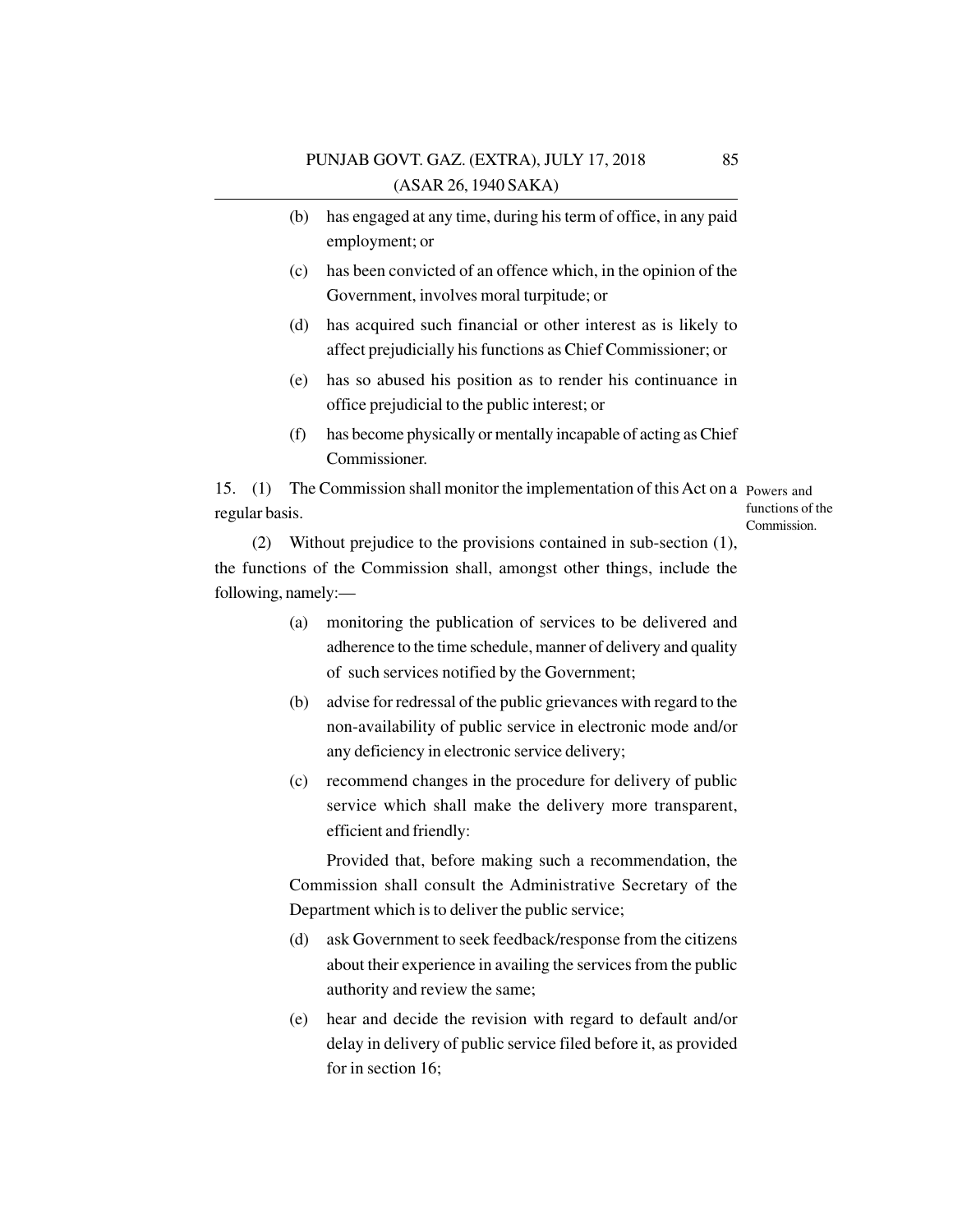(b) has engaged at any time, during his term of office, in any paid employment; or

(c) has been convicted of an offence which, in the opinion of the Government, involves moral turpitude; or

(d) has acquired such financial or other interest as is likely to affect prejudicially his functions as Chief Commissioner; or

(e) has so abused his position as to render his continuance in office prejudicial to the public interest; or

(f) has become physically or mentally incapable of acting as Chief Commissioner.

Powers and functions of the Commission.

15. (1) The Commission shall monitor the implementation of this Act on a regular basis.

(2) Without prejudice to the provisions contained in sub-section (1), the functions of the Commission shall, amongst other things, include the following, namely:—

(a) monitoring the publication of services to be delivered and adherence to the time schedule, manner of delivery and quality of such services notified by the Government;

(b) advise for redressal of the public grievances with regard to the non-availability of public service in electronic mode and/or any deficiency in electronic service delivery;

(c) recommend changes in the procedure for delivery of public service which shall make the delivery more transparent, efficient and friendly:

Provided that, before making such a recommendation, the Commission shall consult the Administrative Secretary of the Department which is to deliver the public service;

(d) ask Government to seek feedback/response from the citizens about their experience in availing the services from the public authority and review the same;

(e) hear and decide the revision with regard to default and/or delay in delivery of public service filed before it, as provided for in section 16;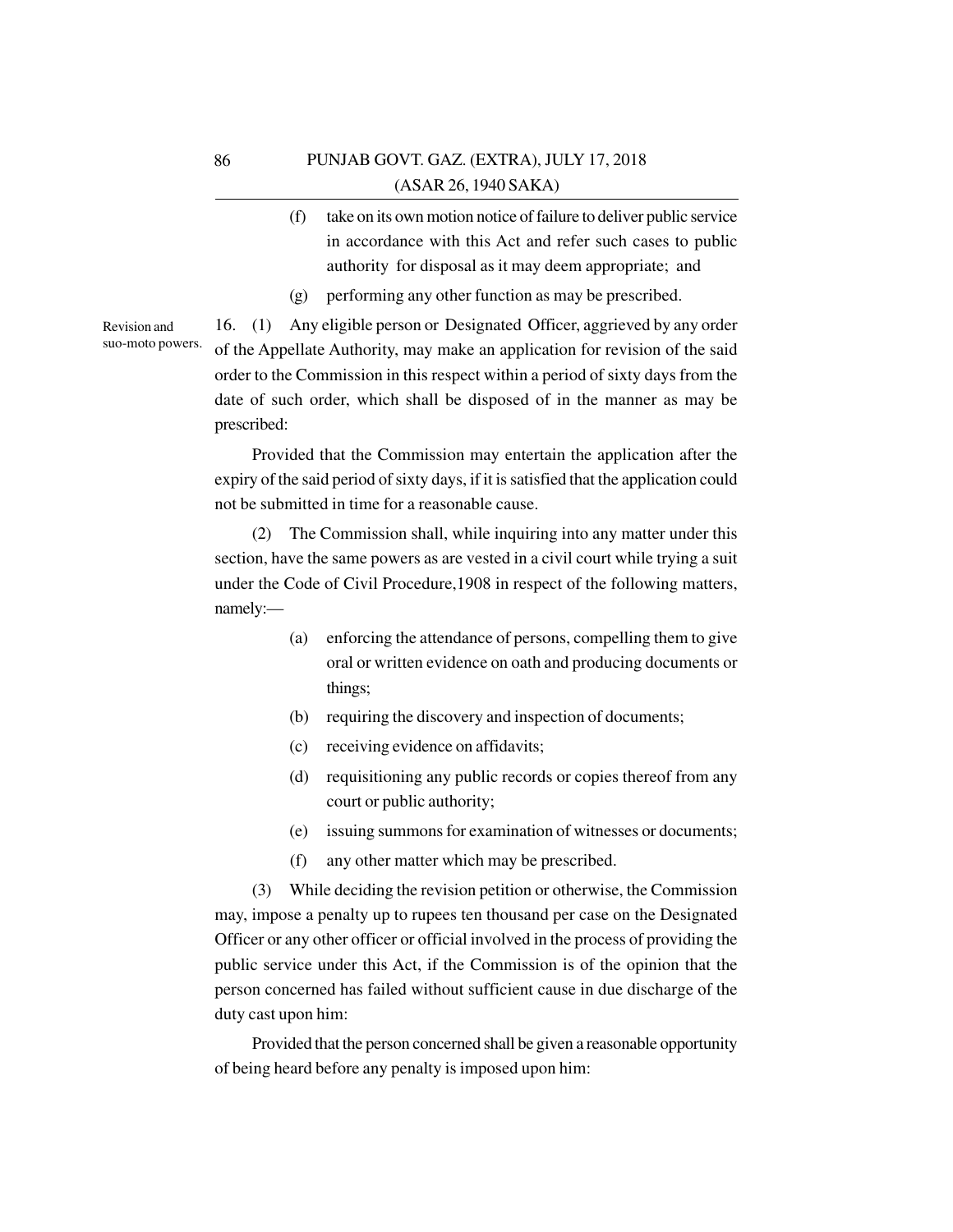(f) take on its own motion notice of failure to deliver public service in accordance with this Act and refer such cases to public authority for disposal as it may deem appropriate; and

(g) performing any other function as may be prescribed.

Revision and suo-moto powers.

16. (1) Any eligible person or Designated Officer, aggrieved by any order of the Appellate Authority, may make an application for revision of the said order to the Commission in this respect within a period of sixty days from the date of such order, which shall be disposed of in the manner as may be prescribed:

Provided that the Commission may entertain the application after the expiry of the said period of sixty days, if it is satisfied that the application could not be submitted in time for a reasonable cause.

(2) The Commission shall, while inquiring into any matter under this section, have the same powers as are vested in a civil court while trying a suit under the Code of Civil Procedure,1908 in respect of the following matters, namely:—

(a) enforcing the attendance of persons, compelling them to give oral or written evidence on oath and producing documents or things;

(b) requiring the discovery and inspection of documents;

(c) receiving evidence on affidavits;

(d) requisitioning any public records or copies thereof from any court or public authority;

(e) issuing summons for examination of witnesses or documents;

(f) any other matter which may be prescribed.

(3) While deciding the revision petition or otherwise, the Commission may, impose a penalty up to rupees ten thousand per case on the Designated Officer or any other officer or official involved in the process of providing the public service under this Act, if the Commission is of the opinion that the person concerned has failed without sufficient cause in due discharge of the duty cast upon him:

Provided that the person concerned shall be given a reasonable opportunity of being heard before any penalty is imposed upon him: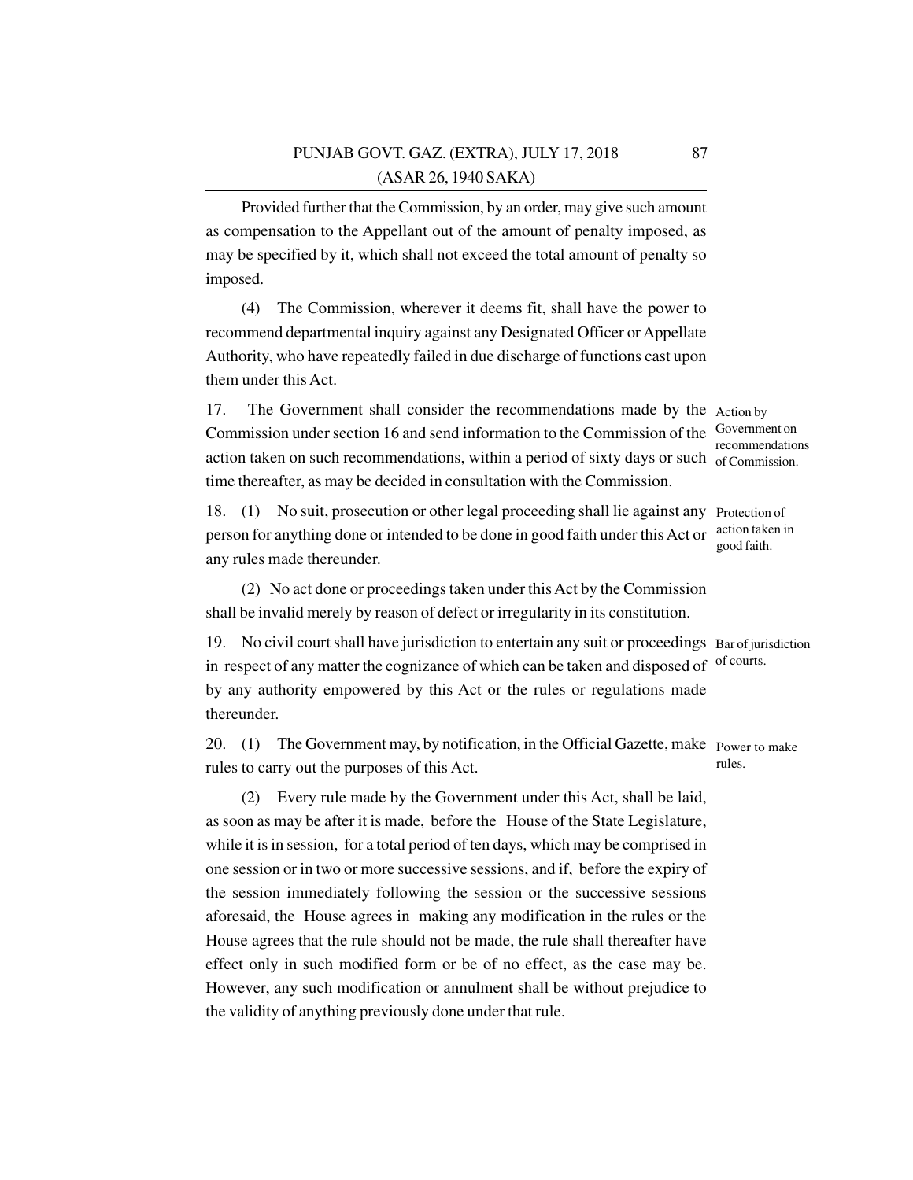Provided further that the Commission, by an order, may give such amount as compensation to the Appellant out of the amount of penalty imposed, as may be specified by it, which shall not exceed the total amount of penalty so imposed.

(4) The Commission, wherever it deems fit, shall have the power to recommend departmental inquiry against any Designated Officer or Appellate Authority, who have repeatedly failed in due discharge of functions cast upon them under this Act.

**Action by Government on recommendations of Commission.**

17. The Government shall consider the recommendations made by the Commission under section 16 and send information to the Commission of the action taken on such recommendations, within a period of sixty days or such time thereafter, as may be decided in consultation with the Commission.

**Protection of action taken in good faith.**

18. (1) No suit, prosecution or other legal proceeding shall lie against any person for anything done or intended to be done in good faith under this Act or any rules made thereunder.

(2) No act done or proceedings taken under this Act by the Commission shall be invalid merely by reason of defect or irregularity in its constitution.

**Bar of jurisdiction of courts.**

19. No civil court shall have jurisdiction to entertain any suit or proceedings in respect of any matter the cognizance of which can be taken and disposed of by any authority empowered by this Act or the rules or regulations made thereunder.

**Power to make rules.**

20. (1) The Government may, by notification, in the Official Gazette, make rules to carry out the purposes of this Act.

(2) Every rule made by the Government under this Act, shall be laid, as soon as may be after it is made, before the House of the State Legislature, while it is in session, for a total period of ten days, which may be comprised in one session or in two or more successive sessions, and if, before the expiry of the session immediately following the session or the successive sessions aforesaid, the House agrees in making any modification in the rules or the House agrees that the rule should not be made, the rule shall thereafter have effect only in such modified form or be of no effect, as the case may be. However, any such modification or annulment shall be without prejudice to the validity of anything previously done under that rule.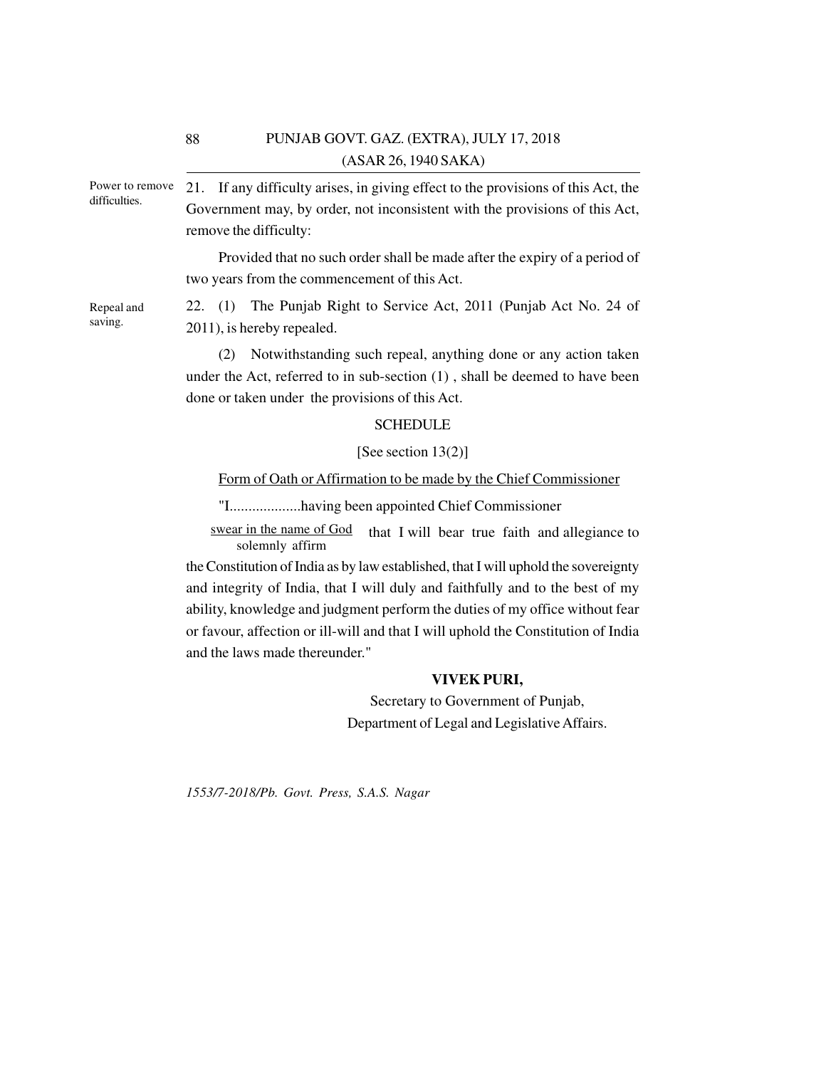**Power to remove difficulties.**

21. If any difficulty arises, in giving effect to the provisions of this Act, the Government may, by order, not inconsistent with the provisions of this Act, remove the difficulty:

Provided that no such order shall be made after the expiry of a period of two years from the commencement of this Act.

**Repeal and saving.**

22. (1) The Punjab Right to Service Act, 2011 (Punjab Act No. 24 of 2011), is hereby repealed.

(2) Notwithstanding such repeal, anything done or any action taken under the Act, referred to in sub-section (1) , shall be deemed to have been done or taken under the provisions of this Act.

## SCHEDULE

[See section 13(2)]

Form of Oath or Affirmation to be made by the Chief Commissioner

"I..................having been appointed Chief Commissioner

swear in the name of God / solemnly affirm that I will bear true faith and allegiance to the Constitution of India as by law established, that I will uphold the sovereignty and integrity of India, that I will duly and faithfully and to the best of my ability, knowledge and judgment perform the duties of my office without fear or favour, affection or ill-will and that I will uphold the Constitution of India and the laws made thereunder."

**VIVEK PURI,**

Secretary to Government of Punjab,
Department of Legal and Legislative Affairs.

*1553/7-2018/Pb. Govt. Press, S.A.S. Nagar*